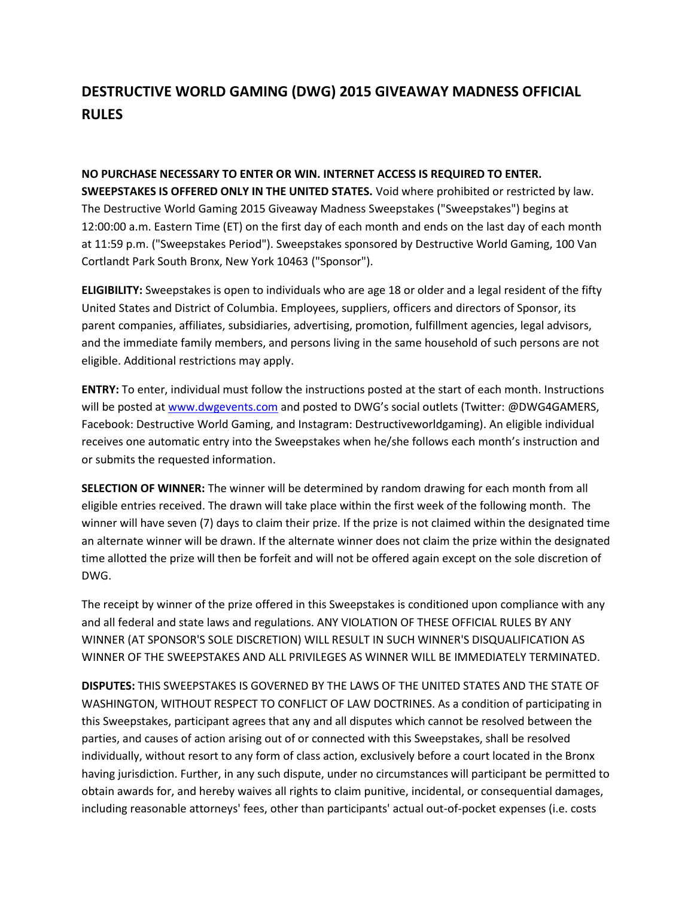# DESTRUCTIVE WORLD GAMING (DWG) 2015 GIVEAWAY MADNESS OFFICIAL RULES

**NO PURCHASE NECESSARY TO ENTER OR WIN. INTERNET ACCESS IS REQUIRED TO ENTER. SWEEPSTAKES IS OFFERED ONLY IN THE UNITED STATES.** Void where prohibited or restricted by law. The Destructive World Gaming 2015 Giveaway Madness Sweepstakes ("Sweepstakes") begins at 12:00:00 a.m. Eastern Time (ET) on the first day of each month and ends on the last day of each month at 11:59 p.m. ("Sweepstakes Period"). Sweepstakes sponsored by Destructive World Gaming, 100 Van Cortlandt Park South Bronx, New York 10463 ("Sponsor").

**ELIGIBILITY:** Sweepstakes is open to individuals who are age 18 or older and a legal resident of the fifty United States and District of Columbia. Employees, suppliers, officers and directors of Sponsor, its parent companies, affiliates, subsidiaries, advertising, promotion, fulfillment agencies, legal advisors, and the immediate family members, and persons living in the same household of such persons are not eligible. Additional restrictions may apply.

**ENTRY:** To enter, individual must follow the instructions posted at the start of each month. Instructions will be posted at [www.dwgevents.com](http://www.dwgevents.com) and posted to DWG's social outlets (Twitter: @DWG4GAMERS, Facebook: Destructive World Gaming, and Instagram: Destructiveworldgaming). An eligible individual receives one automatic entry into the Sweepstakes when he/she follows each month's instruction and or submits the requested information.

**SELECTION OF WINNER:** The winner will be determined by random drawing for each month from all eligible entries received. The drawn will take place within the first week of the following month. The winner will have seven (7) days to claim their prize. If the prize is not claimed within the designated time an alternate winner will be drawn. If the alternate winner does not claim the prize within the designated time allotted the prize will then be forfeit and will not be offered again except on the sole discretion of DWG.

The receipt by winner of the prize offered in this Sweepstakes is conditioned upon compliance with any and all federal and state laws and regulations. ANY VIOLATION OF THESE OFFICIAL RULES BY ANY WINNER (AT SPONSOR'S SOLE DISCRETION) WILL RESULT IN SUCH WINNER'S DISQUALIFICATION AS WINNER OF THE SWEEPSTAKES AND ALL PRIVILEGES AS WINNER WILL BE IMMEDIATELY TERMINATED.

**DISPUTES:** THIS SWEEPSTAKES IS GOVERNED BY THE LAWS OF THE UNITED STATES AND THE STATE OF WASHINGTON, WITHOUT RESPECT TO CONFLICT OF LAW DOCTRINES. As a condition of participating in this Sweepstakes, participant agrees that any and all disputes which cannot be resolved between the parties, and causes of action arising out of or connected with this Sweepstakes, shall be resolved individually, without resort to any form of class action, exclusively before a court located in the Bronx having jurisdiction. Further, in any such dispute, under no circumstances will participant be permitted to obtain awards for, and hereby waives all rights to claim punitive, incidental, or consequential damages, including reasonable attorneys' fees, other than participants' actual out-of-pocket expenses (i.e. costs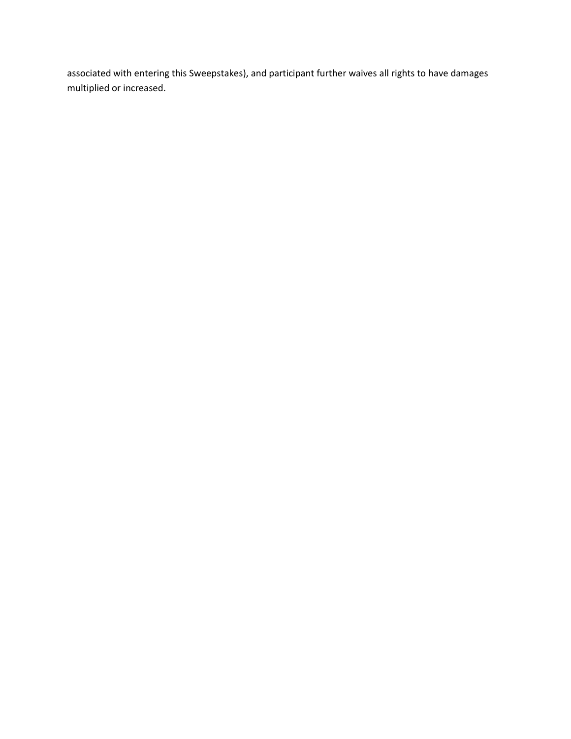associated with entering this Sweepstakes), and participant further waives all rights to have damages multiplied or increased.